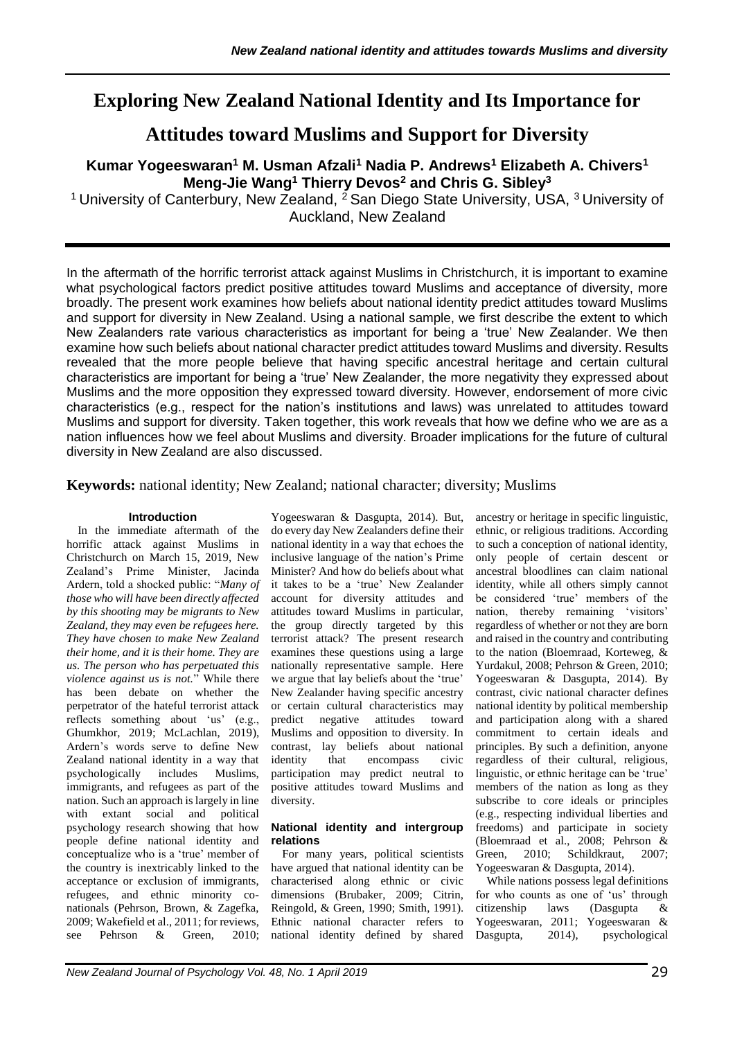# Exploring New Zealand National Identity and Its Importance for Attitudes toward Muslims and Support for Diversity

**Kumar Yogeeswaran[1] M. Usman Afzali[1] Nadia P. Andrews[1] Elizabeth A. Chivers[1] Meng-Jie Wang[1] Thierry Devos[2] and Chris G. Sibley[3]**

[1] University of Canterbury, New Zealand, [2] San Diego State University, USA, [3] University of Auckland, New Zealand

In the aftermath of the horrific terrorist attack against Muslims in Christchurch, it is important to examine what psychological factors predict positive attitudes toward Muslims and acceptance of diversity, more broadly. The present work examines how beliefs about national identity predict attitudes toward Muslims and support for diversity in New Zealand. Using a national sample, we first describe the extent to which New Zealanders rate various characteristics as important for being a 'true' New Zealander. We then examine how such beliefs about national character predict attitudes toward Muslims and diversity. Results revealed that the more people believe that having specific ancestral heritage and certain cultural characteristics are important for being a 'true' New Zealander, the more negativity they expressed about Muslims and the more opposition they expressed toward diversity. However, endorsement of more civic characteristics (e.g., respect for the nation's institutions and laws) was unrelated to attitudes toward Muslims and support for diversity. Taken together, this work reveals that how we define who we are as a nation influences how we feel about Muslims and diversity. Broader implications for the future of cultural diversity in New Zealand are also discussed.

**Keywords:** national identity; New Zealand; national character; diversity; Muslims

## Introduction

In the immediate aftermath of the horrific attack against Muslims in Christchurch on March 15, 2019, New Zealand's Prime Minister, Jacinda Ardern, told a shocked public: "*Many of those who will have been directly affected by this shooting may be migrants to New Zealand, they may even be refugees here. They have chosen to make New Zealand their home, and it is their home. They are us. The person who has perpetuated this violence against us is not.*" While there has been debate on whether the perpetrator of the hateful terrorist attack reflects something about 'us' (e.g., Ghumkhor, 2019; McLachlan, 2019), Ardern's words serve to define New Zealand national identity in a way that psychologically includes Muslims, immigrants, and refugees as part of the nation. Such an approach is largely in line with extant social and political psychology research showing that how people define national identity and conceptualize who is a 'true' member of the country is inextricably linked to the acceptance or exclusion of immigrants, refugees, and ethnic minority co-nationals (Pehrson, Brown, & Zagefka, 2009; Wakefield et al., 2011; for reviews, see Pehrson & Green, 2010; Yogeeswaran & Dasgupta, 2014). But, do every day New Zealanders define their national identity in a way that echoes the inclusive language of the nation's Prime Minister? And how do beliefs about what it takes to be a 'true' New Zealander account for diversity attitudes and attitudes toward Muslims in particular, the group directly targeted by this terrorist attack? The present research examines these questions using a large nationally representative sample. Here we argue that lay beliefs about the 'true' New Zealander having specific ancestry or certain cultural characteristics may predict negative attitudes toward Muslims and opposition to diversity. In contrast, lay beliefs about national identity that encompass civic participation may predict neutral to positive attitudes toward Muslims and diversity.

### National identity and intergroup relations

For many years, political scientists have argued that national identity can be characterised along ethnic or civic dimensions (Brubaker, 2009; Citrin, Reingold, & Green, 1990; Smith, 1991). Ethnic national character refers to national identity defined by shared ancestry or heritage in specific linguistic, ethnic, or religious traditions. According to such a conception of national identity, only people of certain descent or ancestral bloodlines can claim national identity, while all others simply cannot be considered 'true' members of the nation, thereby remaining 'visitors' regardless of whether or not they are born and raised in the country and contributing to the nation (Bloemraad, Korteweg, & Yurdakul, 2008; Pehrson & Green, 2010; Yogeeswaran & Dasgupta, 2014). By contrast, civic national character defines national identity by political membership and participation along with a shared commitment to certain ideals and principles. By such a definition, anyone regardless of their cultural, religious, linguistic, or ethnic heritage can be 'true' members of the nation as long as they subscribe to core ideals or principles (e.g., respecting individual liberties and freedoms) and participate in society (Bloemraad et al., 2008; Pehrson & Green, 2010; Schildkraut, 2007; Yogeeswaran & Dasgupta, 2014).

While nations possess legal definitions for who counts as one of 'us' through citizenship laws (Dasgupta & Yogeeswaran, 2011; Yogeeswaran & Dasgupta, 2014), psychological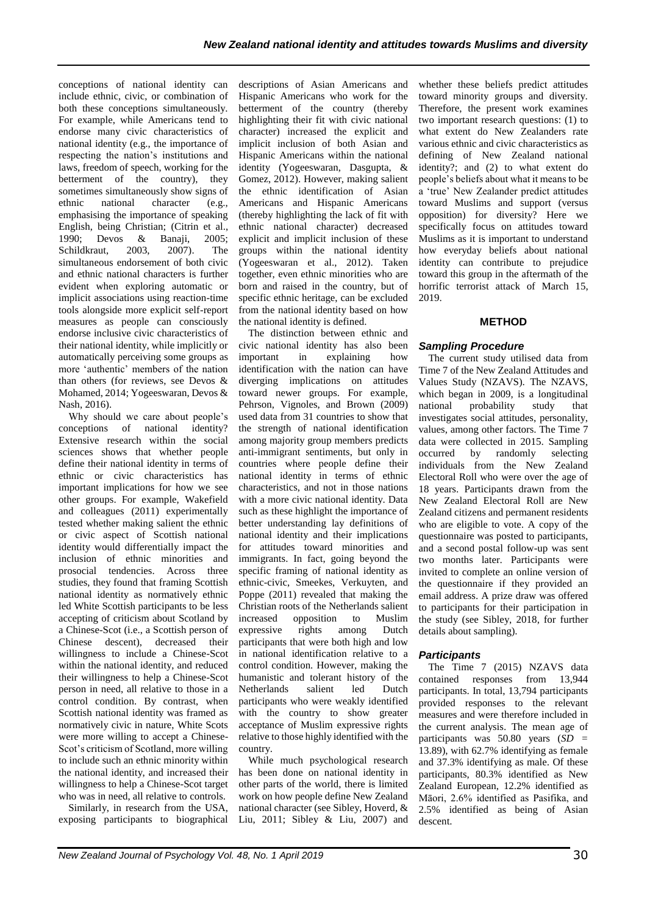conceptions of national identity can include ethnic, civic, or combination of both these conceptions simultaneously. For example, while Americans tend to endorse many civic characteristics of national identity (e.g., the importance of respecting the nation's institutions and laws, freedom of speech, working for the betterment of the country), they sometimes simultaneously show signs of ethnic national character (e.g., emphasising the importance of speaking English, being Christian; (Citrin et al., 1990; Devos & Banaji, 2005; Schildkraut, 2003, 2007). The simultaneous endorsement of both civic and ethnic national characters is further evident when exploring automatic or implicit associations using reaction-time tools alongside more explicit self-report measures as people can consciously endorse inclusive civic characteristics of their national identity, while implicitly or automatically perceiving some groups as more 'authentic' members of the nation than others (for reviews, see Devos & Mohamed, 2014; Yogeeswaran, Devos & Nash, 2016).

Why should we care about people's conceptions of national identity? Extensive research within the social sciences shows that whether people define their national identity in terms of ethnic or civic characteristics has important implications for how we see other groups. For example, Wakefield and colleagues (2011) experimentally tested whether making salient the ethnic or civic aspect of Scottish national identity would differentially impact the inclusion of ethnic minorities and prosocial tendencies. Across three studies, they found that framing Scottish national identity as normatively ethnic led White Scottish participants to be less accepting of criticism about Scotland by a Chinese-Scot (i.e., a Scottish person of Chinese descent), decreased their willingness to include a Chinese-Scot within the national identity, and reduced their willingness to help a Chinese-Scot person in need, all relative to those in a control condition. By contrast, when Scottish national identity was framed as normatively civic in nature, White Scots were more willing to accept a Chinese-Scot's criticism of Scotland, more willing to include such an ethnic minority within the national identity, and increased their willingness to help a Chinese-Scot target who was in need, all relative to controls.

Similarly, in research from the USA, exposing participants to biographical descriptions of Asian Americans and Hispanic Americans who work for the betterment of the country (thereby highlighting their fit with civic national character) increased the explicit and implicit inclusion of both Asian and Hispanic Americans within the national identity (Yogeeswaran, Dasgupta, & Gomez, 2012). However, making salient the ethnic identification of Asian Americans and Hispanic Americans (thereby highlighting the lack of fit with ethnic national character) decreased explicit and implicit inclusion of these groups within the national identity (Yogeeswaran et al., 2012). Taken together, even ethnic minorities who are born and raised in the country, but of specific ethnic heritage, can be excluded from the national identity based on how the national identity is defined.

The distinction between ethnic and civic national identity has also been important in explaining how identification with the nation can have diverging implications on attitudes toward newer groups. For example, Pehrson, Vignoles, and Brown (2009) used data from 31 countries to show that the strength of national identification among majority group members predicts anti-immigrant sentiments, but only in countries where people define their national identity in terms of ethnic characteristics, and not in those nations with a more civic national identity. Data such as these highlight the importance of better understanding lay definitions of national identity and their implications for attitudes toward minorities and immigrants. In fact, going beyond the specific framing of national identity as ethnic-civic, Smeekes, Verkuyten, and Poppe (2011) revealed that making the Christian roots of the Netherlands salient increased opposition to Muslim expressive rights among Dutch participants that were both high and low in national identification relative to a control condition. However, making the humanistic and tolerant history of the Netherlands salient led Dutch participants who were weakly identified with the country to show greater acceptance of Muslim expressive rights relative to those highly identified with the country.

While much psychological research has been done on national identity in other parts of the world, there is limited work on how people define New Zealand national character (see Sibley, Hoverd, & Liu, 2011; Sibley & Liu, 2007) and whether these beliefs predict attitudes toward minority groups and diversity. Therefore, the present work examines two important research questions: (1) to what extent do New Zealanders rate various ethnic and civic characteristics as defining of New Zealand national identity?; and (2) to what extent do people's beliefs about what it means to be a 'true' New Zealander predict attitudes toward Muslims and support (versus opposition) for diversity? Here we specifically focus on attitudes toward Muslims as it is important to understand how everyday beliefs about national identity can contribute to prejudice toward this group in the aftermath of the horrific terrorist attack of March 15, 2019.

## METHOD

### *Sampling Procedure*

The current study utilised data from Time 7 of the New Zealand Attitudes and Values Study (NZAVS). The NZAVS, which began in 2009, is a longitudinal national probability study that investigates social attitudes, personality, values, among other factors. The Time 7 data were collected in 2015. Sampling occurred by randomly selecting individuals from the New Zealand Electoral Roll who were over the age of 18 years. Participants drawn from the New Zealand Electoral Roll are New Zealand citizens and permanent residents who are eligible to vote. A copy of the questionnaire was posted to participants, and a second postal follow-up was sent two months later. Participants were invited to complete an online version of the questionnaire if they provided an email address. A prize draw was offered to participants for their participation in the study (see Sibley, 2018, for further details about sampling).

### *Participants*

The Time 7 (2015) NZAVS data contained responses from 13,944 participants. In total, 13,794 participants provided responses to the relevant measures and were therefore included in the current analysis. The mean age of participants was 50.80 years (*SD* = 13.89), with 62.7% identifying as female and 37.3% identifying as male. Of these participants, 80.3% identified as New Zealand European, 12.2% identified as Māori, 2.6% identified as Pasifika, and 2.5% identified as being of Asian descent.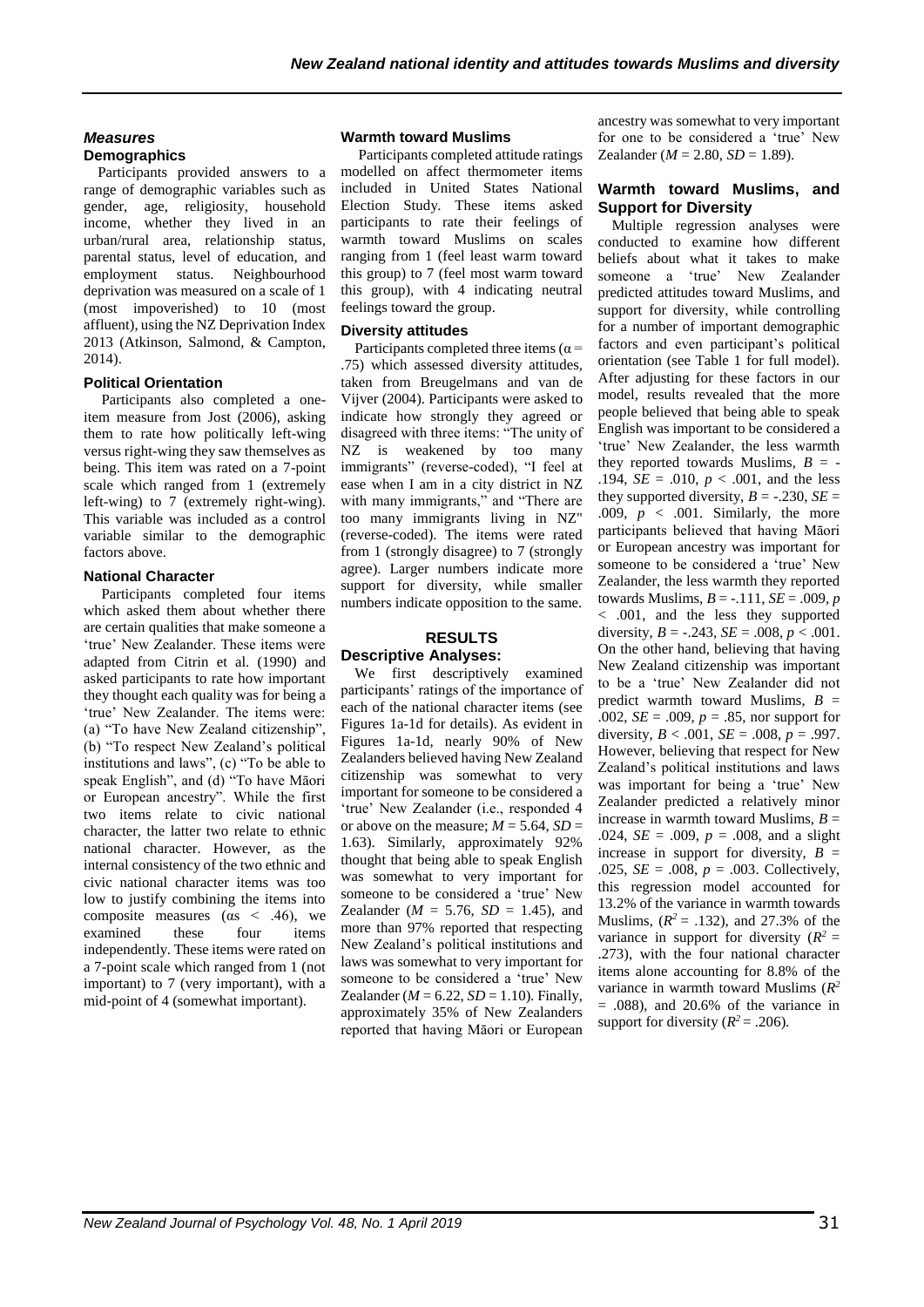### *Measures*

#### Demographics

Participants provided answers to a range of demographic variables such as gender, age, religiosity, household income, whether they lived in an urban/rural area, relationship status, parental status, level of education, and employment status. Neighbourhood deprivation was measured on a scale of 1 (most impoverished) to 10 (most affluent), using the NZ Deprivation Index 2013 (Atkinson, Salmond, & Campton, 2014).

#### Political Orientation

Participants also completed a one-item measure from Jost (2006), asking them to rate how politically left-wing versus right-wing they saw themselves as being. This item was rated on a 7-point scale which ranged from 1 (extremely left-wing) to 7 (extremely right-wing). This variable was included as a control variable similar to the demographic factors above.

#### National Character

Participants completed four items which asked them about whether there are certain qualities that make someone a 'true' New Zealander. These items were adapted from Citrin et al. (1990) and asked participants to rate how important they thought each quality was for being a 'true' New Zealander. The items were: (a) "To have New Zealand citizenship", (b) "To respect New Zealand's political institutions and laws", (c) "To be able to speak English", and (d) "To have Māori or European ancestry". While the first two items relate to civic national character, the latter two relate to ethnic national character. However, as the internal consistency of the two ethnic and civic national character items was too low to justify combining the items into composite measures (αs < .46), we examined these four items independently. These items were rated on a 7-point scale which ranged from 1 (not important) to 7 (very important), with a mid-point of 4 (somewhat important).

#### Warmth toward Muslims

Participants completed attitude ratings modelled on affect thermometer items included in United States National Election Study. These items asked participants to rate their feelings of warmth toward Muslims on scales ranging from 1 (feel least warm toward this group) to 7 (feel most warm toward this group), with 4 indicating neutral feelings toward the group.

#### Diversity attitudes

Participants completed three items (α = .75) which assessed diversity attitudes, taken from Breugelmans and van de Vijver (2004). Participants were asked to indicate how strongly they agreed or disagreed with three items: "The unity of NZ is weakened by too many immigrants" (reverse-coded), "I feel at ease when I am in a city district in NZ with many immigrants," and "There are too many immigrants living in NZ" (reverse-coded). The items were rated from 1 (strongly disagree) to 7 (strongly agree). Larger numbers indicate more support for diversity, while smaller numbers indicate opposition to the same.

## RESULTS

#### Descriptive Analyses:

We first descriptively examined participants' ratings of the importance of each of the national character items (see Figures 1a-1d for details). As evident in Figures 1a-1d, nearly 90% of New Zealanders believed having New Zealand citizenship was somewhat to very important for someone to be considered a 'true' New Zealander (i.e., responded 4 or above on the measure; $M$ = 5.64, $SD$ = 1.63). Similarly, approximately 92% thought that being able to speak English was somewhat to very important for someone to be considered a 'true' New Zealander ($M$ = 5.76, $SD$ = 1.45), and more than 97% reported that respecting New Zealand's political institutions and laws was somewhat to very important for someone to be considered a 'true' New Zealander ($M$ = 6.22, $SD$ = 1.10). Finally, approximately 35% of New Zealanders reported that having Māori or European ancestry was somewhat to very important for one to be considered a 'true' New Zealander ($M$ = 2.80, $SD$ = 1.89).

#### Warmth toward Muslims, and Support for Diversity

Multiple regression analyses were conducted to examine how different beliefs about what it takes to make someone a 'true' New Zealander predicted attitudes toward Muslims, and support for diversity, while controlling for a number of important demographic factors and even participant's political orientation (see Table 1 for full model). After adjusting for these factors in our model, results revealed that the more people believed that being able to speak English was important to be considered a 'true' New Zealander, the less warmth they reported towards Muslims, $B$ = -.194, $SE$ = .010, $p$ < .001, and the less they supported diversity, $B$ = -.230, $SE$ = .009, $p$ < .001. Similarly, the more participants believed that having Māori or European ancestry was important for someone to be considered a 'true' New Zealander, the less warmth they reported towards Muslims, $B$ = -.111, $SE$ = .009, $p$ < .001, and the less they supported diversity, $B$ = -.243, $SE$ = .008, $p$ < .001. On the other hand, believing that having New Zealand citizenship was important to be a 'true' New Zealander did not predict warmth toward Muslims, $B$ = .002, $SE$ = .009, $p$ = .85, nor support for diversity, $B$ < .001, $SE$ = .008, $p$ = .997. However, believing that respect for New Zealand's political institutions and laws was important for being a 'true' New Zealander predicted a relatively minor increase in warmth toward Muslims, $B$ = .024, $SE$ = .009, $p$ = .008, and a slight increase in support for diversity, $B$ = .025, $SE$ = .008, $p$ = .003. Collectively, this regression model accounted for 13.2% of the variance in warmth towards Muslims, ($R^2$ = .132), and 27.3% of the variance in support for diversity ($R^2$ = .273), with the four national character items alone accounting for 8.8% of the variance in warmth toward Muslims ($R^2$ = .088), and 20.6% of the variance in support for diversity ($R^2$ = .206).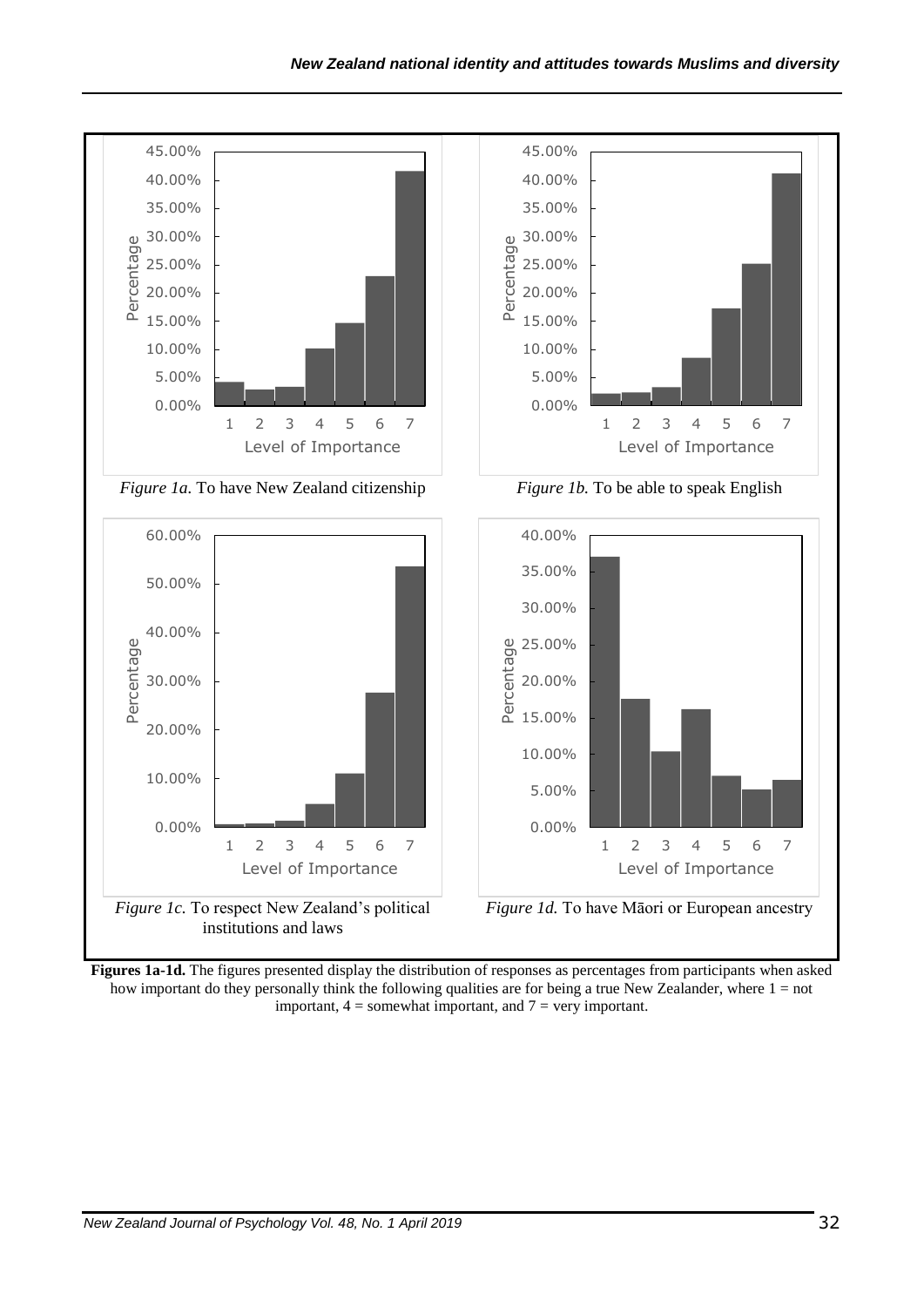*Figure 1a.* To have New Zealand citizenship

*Figure 1b.* To be able to speak English

*Figure 1c.* To respect New Zealand's political institutions and laws

*Figure 1d.* To have Māori or European ancestry

**Figures 1a-1d.** The figures presented display the distribution of responses as percentages from participants when asked how important do they personally think the following qualities are for being a true New Zealander, where 1 = not important, 4 = somewhat important, and 7 = very important.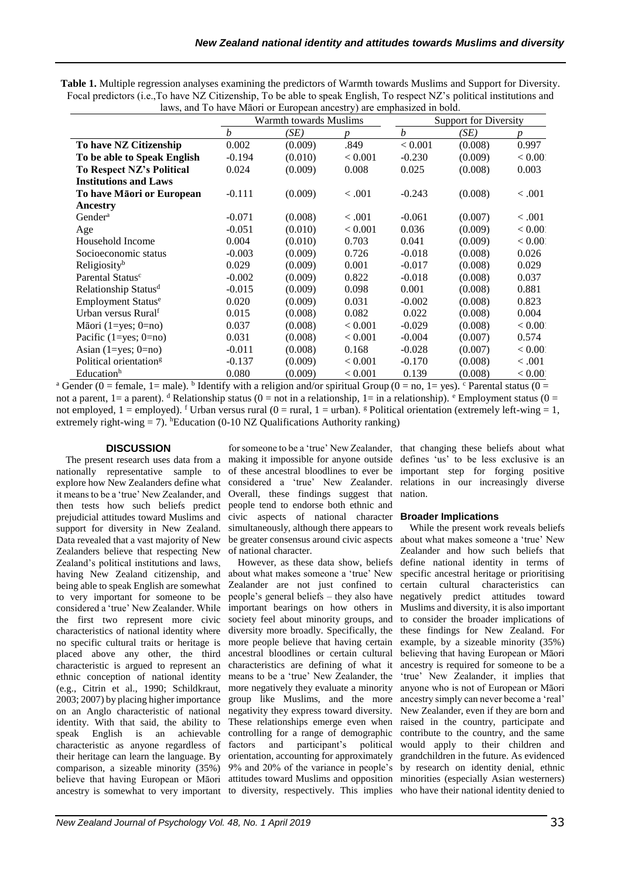**Table 1.** Multiple regression analyses examining the predictors of Warmth towards Muslims and Support for Diversity. Focal predictors (i.e.,To have NZ Citizenship, To be able to speak English, To respect NZ's political institutions and laws, and To have Māori or European ancestry) are emphasized in bold.

| | Warmth towards Muslims | | | Support for Diversity | | |
|---|---|---|---|---|---|---|
| | *b* | *(SE)* | *p* | *b* | *(SE)* | *p* |
| **To have NZ Citizenship** | 0.002 | (0.009) | .849 | < 0.001 | (0.008) | 0.997 |
| **To be able to Speak English** | -0.194 | (0.010) | < 0.001 | -0.230 | (0.009) | < 0.001 |
| **To Respect NZ's Political Institutions and Laws** | 0.024 | (0.009) | 0.008 | 0.025 | (0.008) | 0.003 |
| **To have Māori or European Ancestry** | -0.111 | (0.009) | < .001 | -0.243 | (0.008) | < .001 |
| Gender[a] | -0.071 | (0.008) | < .001 | -0.061 | (0.007) | < .001 |
| Age | -0.051 | (0.010) | < 0.001 | 0.036 | (0.009) | < 0.001 |
| Household Income | 0.004 | (0.010) | 0.703 | 0.041 | (0.009) | < 0.001 |
| Socioeconomic status | -0.003 | (0.009) | 0.726 | -0.018 | (0.008) | 0.026 |
| Religiosity[b] | 0.029 | (0.009) | 0.001 | -0.017 | (0.008) | 0.029 |
| Parental Status[c] | -0.002 | (0.009) | 0.822 | -0.018 | (0.008) | 0.037 |
| Relationship Status[d] | -0.015 | (0.009) | 0.098 | 0.001 | (0.008) | 0.881 |
| Employment Status[e] | 0.020 | (0.009) | 0.031 | -0.002 | (0.008) | 0.823 |
| Urban versus Rural[f] | 0.015 | (0.008) | 0.082 | 0.022 | (0.008) | 0.004 |
| Māori (1=yes; 0=no) | 0.037 | (0.008) | < 0.001 | -0.029 | (0.008) | < 0.001 |
| Pacific (1=yes; 0=no) | 0.031 | (0.008) | < 0.001 | -0.004 | (0.007) | 0.574 |
| Asian (1=yes; 0=no) | -0.011 | (0.008) | 0.168 | -0.028 | (0.007) | < 0.001 |
| Political orientation[g] | -0.137 | (0.009) | < 0.001 | -0.170 | (0.008) | < .001 |
| Education[h] | 0.080 | (0.009) | < 0.001 | 0.139 | (0.008) | < 0.001 |

[a] Gender (0 = female, 1= male). [b] Identify with a religion and/or spiritual Group (0 = no, 1= yes). [c] Parental status (0 = not a parent, 1= a parent). [d] Relationship status (0 = not in a relationship, 1= in a relationship). [e] Employment status (0 = not employed, 1 = employed). [f] Urban versus rural (0 = rural, 1 = urban). [g] Political orientation (extremely left-wing = 1, extremely right-wing = 7). [h] Education (0-10 NZ Qualifications Authority ranking)

## DISCUSSION

The present research uses data from a nationally representative sample to explore how New Zealanders define what it means to be a 'true' New Zealander, and then tests how such beliefs predict prejudicial attitudes toward Muslims and support for diversity in New Zealand. Data revealed that a vast majority of New Zealanders believe that respecting New Zealand's political institutions and laws, having New Zealand citizenship, and being able to speak English are somewhat to very important for someone to be considered a 'true' New Zealander. While the first two represent more civic characteristics of national identity where no specific cultural traits or heritage is placed above any other, the third characteristic is argued to represent an ethnic conception of national identity (e.g., Citrin et al., 1990; Schildkraut, 2003; 2007) by placing higher importance on an Anglo characteristic of national identity. With that said, the ability to speak English is an achievable characteristic as anyone regardless of their heritage can learn the language. By comparison, a sizeable minority (35%) believe that having European or Māori ancestry is somewhat to very important for someone to be a 'true' New Zealander, making it impossible for anyone outside of these ancestral bloodlines to ever be considered a 'true' New Zealander. Overall, these findings suggest that people tend to endorse both ethnic and civic aspects of national character simultaneously, although there appears to be greater consensus around civic aspects of national character.

However, as these data show, beliefs about what makes someone a 'true' New Zealander are not just confined to people's general beliefs – they also have important bearings on how others in society feel about minority groups, and diversity more broadly. Specifically, the more people believe that having certain ancestral bloodlines or certain cultural characteristics are defining of what it means to be a 'true' New Zealander, the more negatively they evaluate a minority group like Muslims, and the more negativity they express toward diversity. These relationships emerge even when controlling for a range of demographic factors and participant's political orientation, accounting for approximately 9% and 20% of the variance in people's attitudes toward Muslims and opposition to diversity, respectively. This implies that changing these beliefs about what defines 'us' to be less exclusive is an important step for forging positive relations in our increasingly diverse nation.

### Broader Implications

While the present work reveals beliefs about what makes someone a 'true' New Zealander and how such beliefs that define national identity in terms of specific ancestral heritage or prioritising certain cultural characteristics can negatively predict attitudes toward Muslims and diversity, it is also important to consider the broader implications of these findings for New Zealand. For example, by a sizeable minority (35%) believing that having European or Māori ancestry is required for someone to be a 'true' New Zealander, it implies that anyone who is not of European or Māori ancestry simply can never become a 'real' New Zealander, even if they are born and raised in the country, participate and contribute to the country, and the same would apply to their children and grandchildren in the future. As evidenced by research on identity denial, ethnic minorities (especially Asian westerners) who have their national identity denied to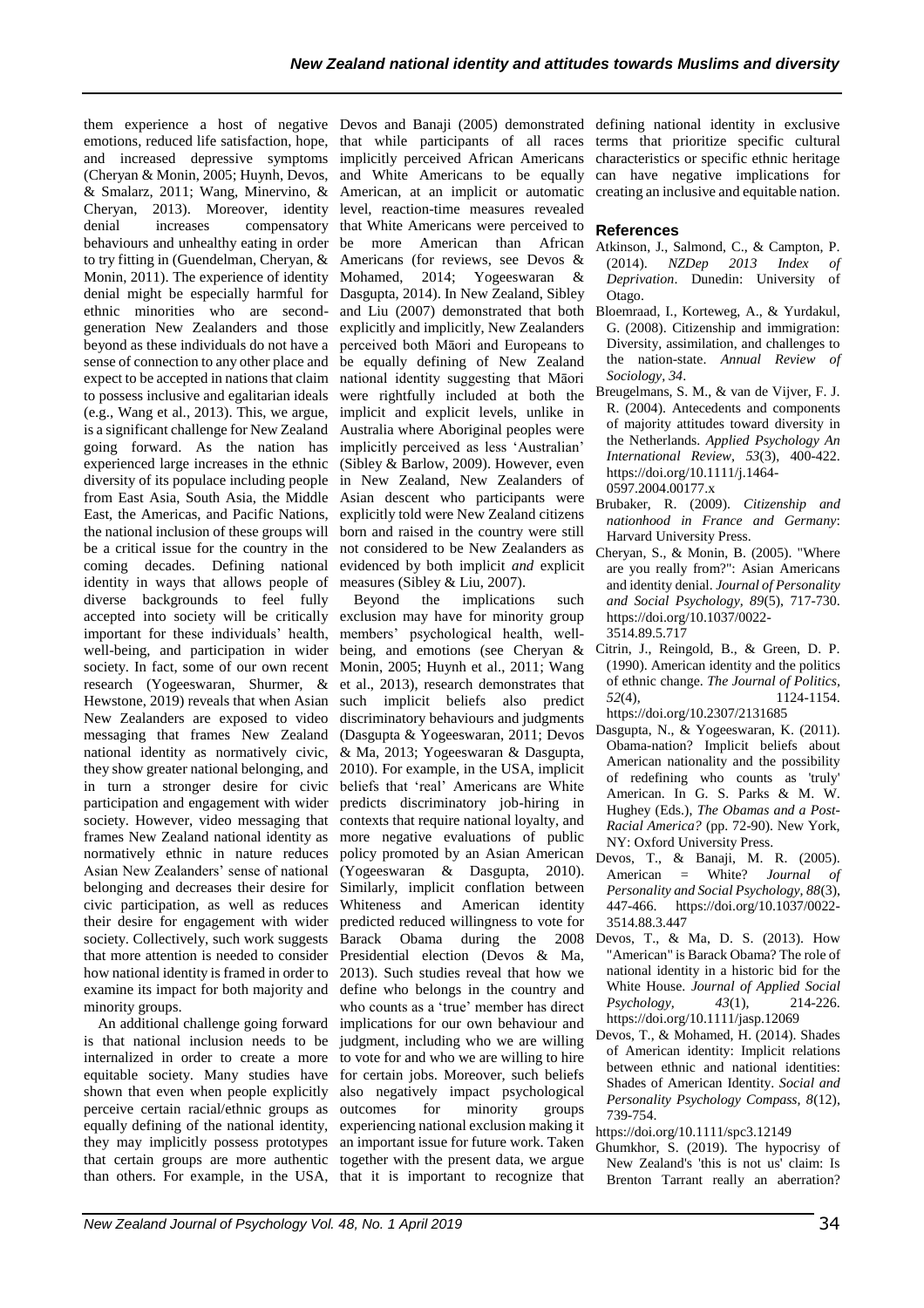them experience a host of negative emotions, reduced life satisfaction, hope, and increased depressive symptoms (Cheryan & Monin, 2005; Huynh, Devos, & Smalarz, 2011; Wang, Minervino, & Cheryan, 2013). Moreover, identity denial increases compensatory behaviours and unhealthy eating in order to try fitting in (Guendelman, Cheryan, & Monin, 2011). The experience of identity denial might be especially harmful for ethnic minorities who are second-generation New Zealanders and those beyond as these individuals do not have a sense of connection to any other place and expect to be accepted in nations that claim to possess inclusive and egalitarian ideals (e.g., Wang et al., 2013). This, we argue, is a significant challenge for New Zealand going forward. As the nation has experienced large increases in the ethnic diversity of its populace including people from East Asia, South Asia, the Middle East, the Americas, and Pacific Nations, the national inclusion of these groups will be a critical issue for the country in the coming decades. Defining national identity in ways that allows people of diverse backgrounds to feel fully accepted into society will be critically important for these individuals' health, well-being, and participation in wider society. In fact, some of our own recent research (Yogeeswaran, Shurmer, & Hewstone, 2019) reveals that when Asian New Zealanders are exposed to video messaging that frames New Zealand national identity as normatively civic, they show greater national belonging, and in turn a stronger desire for civic participation and engagement with wider society. However, video messaging that frames New Zealand national identity as normatively ethnic in nature reduces Asian New Zealanders' sense of national belonging and decreases their desire for civic participation, as well as reduces their desire for engagement with wider society. Collectively, such work suggests that more attention is needed to consider how national identity is framed in order to examine its impact for both majority and minority groups.

An additional challenge going forward is that national inclusion needs to be internalized in order to create a more equitable society. Many studies have shown that even when people explicitly perceive certain racial/ethnic groups as equally defining of the national identity, they may implicitly possess prototypes that certain groups are more authentic than others. For example, in the USA, Devos and Banaji (2005) demonstrated that while participants of all races implicitly perceived African Americans and White Americans to be equally American, at an implicit or automatic level, reaction-time measures revealed that White Americans were perceived to be more American than African Americans (for reviews, see Devos & Mohamed, 2014; Yogeeswaran & Dasgupta, 2014). In New Zealand, Sibley and Liu (2007) demonstrated that both explicitly and implicitly, New Zealanders perceived both Māori and Europeans to be equally defining of New Zealand national identity suggesting that Māori were rightfully included at both the implicit and explicit levels, unlike in Australia where Aboriginal peoples were implicitly perceived as less 'Australian' (Sibley & Barlow, 2009). However, even in New Zealand, New Zealanders of Asian descent who participants were explicitly told were New Zealand citizens born and raised in the country were still not considered to be New Zealanders as evidenced by both implicit *and* explicit measures (Sibley & Liu, 2007).

Beyond the implications such exclusion may have for minority group members' psychological health, well-being, and emotions (see Cheryan & Monin, 2005; Huynh et al., 2011; Wang et al., 2013), research demonstrates that such implicit beliefs also predict discriminatory behaviours and judgments (Dasgupta & Yogeeswaran, 2011; Devos & Ma, 2013; Yogeeswaran & Dasgupta, 2010). For example, in the USA, implicit beliefs that 'real' Americans are White predicts discriminatory job-hiring in contexts that require national loyalty, and more negative evaluations of public policy promoted by an Asian American (Yogeeswaran & Dasgupta, 2010). Similarly, implicit conflation between Whiteness and American identity predicted reduced willingness to vote for Barack Obama during the 2008 Presidential election (Devos & Ma, 2013). Such studies reveal that how we define who belongs in the country and who counts as a 'true' member has direct implications for our own behaviour and judgment, including who we are willing to vote for and who we are willing to hire for certain jobs. Moreover, such beliefs also negatively impact psychological outcomes for minority groups experiencing national exclusion making it an important issue for future work. Taken together with the present data, we argue that it is important to recognize that defining national identity in exclusive terms that prioritize specific cultural characteristics or specific ethnic heritage can have negative implications for creating an inclusive and equitable nation.

## References

Atkinson, J., Salmond, C., & Campton, P. (2014). *NZDep 2013 Index of Deprivation*. Dunedin: University of Otago.

Bloemraad, I., Korteweg, A., & Yurdakul, G. (2008). Citizenship and immigration: Diversity, assimilation, and challenges to the nation-state. *Annual Review of Sociology, 34*.

Breugelmans, S. M., & van de Vijver, F. J. R. (2004). Antecedents and components of majority attitudes toward diversity in the Netherlands. *Applied Psychology An International Review, 53*(3), 400-422. https://doi.org/10.1111/j.1464-0597.2004.00177.x

Brubaker, R. (2009). *Citizenship and nationhood in France and Germany*: Harvard University Press.

Cheryan, S., & Monin, B. (2005). "Where are you really from?": Asian Americans and identity denial. *Journal of Personality and Social Psychology, 89*(5), 717-730. https://doi.org/10.1037/0022-3514.89.5.717

Citrin, J., Reingold, B., & Green, D. P. (1990). American identity and the politics of ethnic change. *The Journal of Politics, 52*(4), 1124-1154. https://doi.org/10.2307/2131685

Dasgupta, N., & Yogeeswaran, K. (2011). Obama-nation? Implicit beliefs about American nationality and the possibility of redefining who counts as 'truly' American. In G. S. Parks & M. W. Hughey (Eds.), *The Obamas and a Post-Racial America?* (pp. 72-90). New York, NY: Oxford University Press.

Devos, T., & Banaji, M. R. (2005). American = White? *Journal of Personality and Social Psychology, 88*(3), 447-466. https://doi.org/10.1037/0022-3514.88.3.447

Devos, T., & Ma, D. S. (2013). How "American" is Barack Obama? The role of national identity in a historic bid for the White House. *Journal of Applied Social Psychology, 43*(1), 214-226. https://doi.org/10.1111/jasp.12069

Devos, T., & Mohamed, H. (2014). Shades of American identity: Implicit relations between ethnic and national identities: Shades of American Identity. *Social and Personality Psychology Compass, 8*(12), 739-754. https://doi.org/10.1111/spc3.12149

Ghumkhor, S. (2019). The hypocrisy of New Zealand's 'this is not us' claim: Is Brenton Tarrant really an aberration?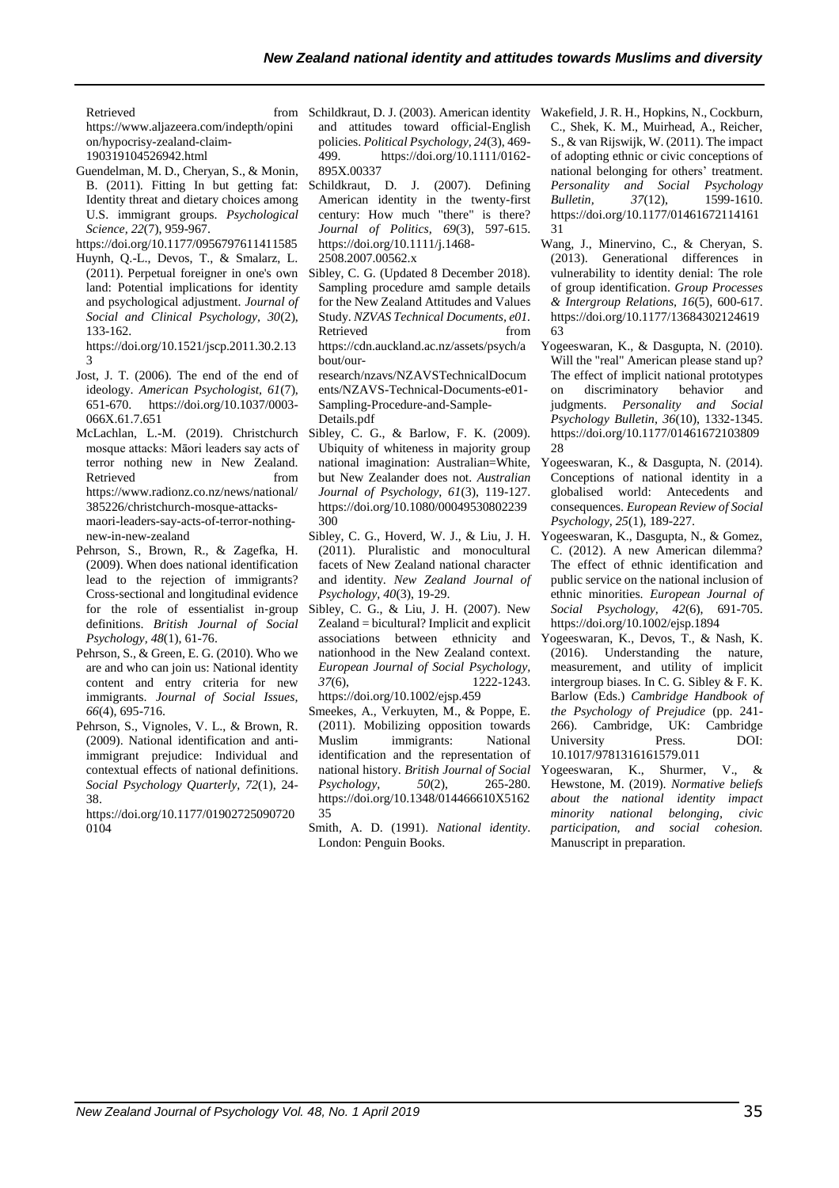Retrieved from https://www.aljazeera.com/indepth/opinion/hypocrisy-zealand-claim-190319104526942.html

Guendelman, M. D., Cheryan, S., & Monin, B. (2011). Fitting In but getting fat: Identity threat and dietary choices among U.S. immigrant groups. *Psychological Science, 22*(7), 959-967. https://doi.org/10.1177/0956797611411585

Huynh, Q.-L., Devos, T., & Smalarz, L. (2011). Perpetual foreigner in one's own land: Potential implications for identity and psychological adjustment. *Journal of Social and Clinical Psychology, 30*(2), 133-162. https://doi.org/10.1521/jscp.2011.30.2.133

Jost, J. T. (2006). The end of the end of ideology. *American Psychologist, 61*(7), 651-670. https://doi.org/10.1037/0003-066X.61.7.651

McLachlan, L.-M. (2019). Christchurch mosque attacks: Māori leaders say acts of terror nothing new in New Zealand. Retrieved from https://www.radionz.co.nz/news/national/385226/christchurch-mosque-attacks-maori-leaders-say-acts-of-terror-nothing-new-in-new-zealand

Pehrson, S., Brown, R., & Zagefka, H. (2009). When does national identification lead to the rejection of immigrants? Cross-sectional and longitudinal evidence for the role of essentialist in-group definitions. *British Journal of Social Psychology, 48*(1), 61-76.

Pehrson, S., & Green, E. G. (2010). Who we are and who can join us: National identity content and entry criteria for new immigrants. *Journal of Social Issues, 66*(4), 695-716.

Pehrson, S., Vignoles, V. L., & Brown, R. (2009). National identification and anti-immigrant prejudice: Individual and contextual effects of national definitions. *Social Psychology Quarterly, 72*(1), 24-38. https://doi.org/10.1177/019027250907200104

Schildkraut, D. J. (2003). American identity and attitudes toward official-English policies. *Political Psychology, 24*(3), 469-499. https://doi.org/10.1111/0162-895X.00337

Schildkraut, D. J. (2007). Defining American identity in the twenty-first century: How much "there" is there? *Journal of Politics, 69*(3), 597-615. https://doi.org/10.1111/j.1468-2508.2007.00562.x

Sibley, C. G. (Updated 8 December 2018). Sampling procedure amd sample details for the New Zealand Attitudes and Values Study. *NZVAS Technical Documents, e01*. Retrieved from https://cdn.auckland.ac.nz/assets/psych/about/our-research/nzavs/NZAVSTechnicalDocuments/NZAVS-Technical-Documents-e01-Sampling-Procedure-and-Sample-Details.pdf

Sibley, C. G., & Barlow, F. K. (2009). Ubiquity of whiteness in majority group national imagination: Australian=White, but New Zealander does not. *Australian Journal of Psychology, 61*(3), 119-127. https://doi.org/10.1080/00049530802239300

Sibley, C. G., Hoverd, W. J., & Liu, J. H. (2011). Pluralistic and monocultural facets of New Zealand national character and identity. *New Zealand Journal of Psychology, 40*(3), 19-29.

Sibley, C. G., & Liu, J. H. (2007). New Zealand = bicultural? Implicit and explicit associations between ethnicity and nationhood in the New Zealand context. *European Journal of Social Psychology, 37*(6), 1222-1243. https://doi.org/10.1002/ejsp.459

Smeekes, A., Verkuyten, M., & Poppe, E. (2011). Mobilizing opposition towards Muslim immigrants: National identification and the representation of national history. *British Journal of Social Psychology, 50*(2), 265-280. https://doi.org/10.1348/014466610X516235

Smith, A. D. (1991). *National identity*. London: Penguin Books.

Wakefield, J. R. H., Hopkins, N., Cockburn, C., Shek, K. M., Muirhead, A., Reicher, S., & van Rijswijk, W. (2011). The impact of adopting ethnic or civic conceptions of national belonging for others' treatment. *Personality and Social Psychology Bulletin, 37*(12), 1599-1610. https://doi.org/10.1177/0146167211416131

Wang, J., Minervino, C., & Cheryan, S. (2013). Generational differences in vulnerability to identity denial: The role of group identification. *Group Processes & Intergroup Relations, 16*(5), 600-617. https://doi.org/10.1177/1368430212461963

Yogeeswaran, K., & Dasgupta, N. (2010). Will the "real" American please stand up? The effect of implicit national prototypes on discriminatory behavior and judgments. *Personality and Social Psychology Bulletin, 36*(10), 1332-1345. https://doi.org/10.1177/0146167210380928

Yogeeswaran, K., & Dasgupta, N. (2014). Conceptions of national identity in a globalised world: Antecedents and consequences. *European Review of Social Psychology, 25*(1), 189-227.

Yogeeswaran, K., Dasgupta, N., & Gomez, C. (2012). A new American dilemma? The effect of ethnic identification and public service on the national inclusion of ethnic minorities. *European Journal of Social Psychology, 42*(6), 691-705. https://doi.org/10.1002/ejsp.1894

Yogeeswaran, K., Devos, T., & Nash, K. (2016). Understanding the nature, measurement, and utility of implicit intergroup biases. In C. G. Sibley & F. K. Barlow (Eds.) *Cambridge Handbook of the Psychology of Prejudice* (pp. 241-266). Cambridge, UK: Cambridge University Press. DOI: 10.1017/9781316161579.011

Yogeeswaran, K., Shurmer, V., & Hewstone, M. (2019). *Normative beliefs about the national identity impact minority national belonging, civic participation, and social cohesion.* Manuscript in preparation.